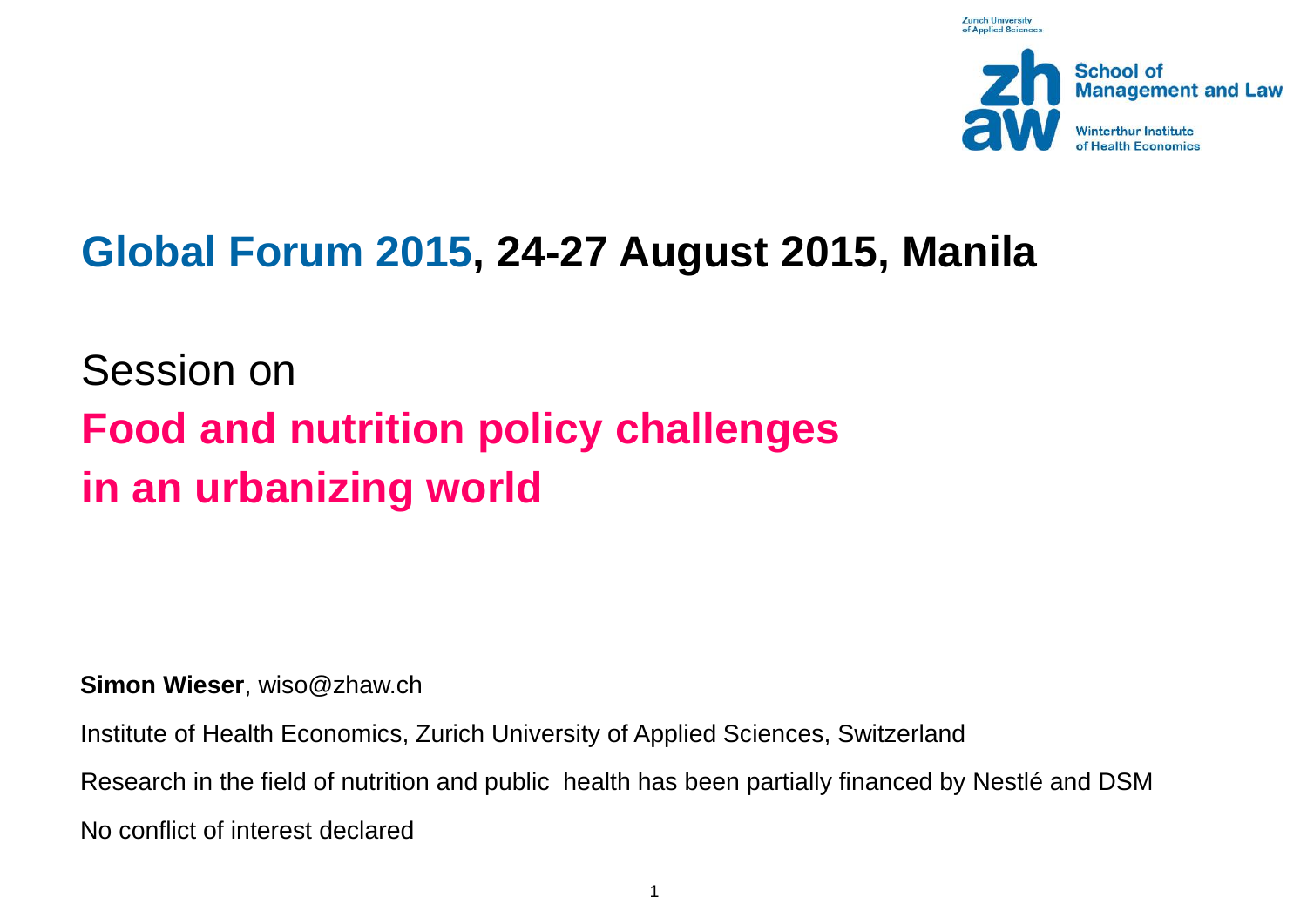Zurich University of Applied Sciences

zh aw School of Management and Law

Winterthur Institute of Health Economics

# Global Forum 2015, 24-27 August 2015, Manila

Session on

## Food and nutrition policy challenges in an urbanizing world

**Simon Wieser**, wiso@zhaw.ch

Institute of Health Economics, Zurich University of Applied Sciences, Switzerland

Research in the field of nutrition and public health has been partially financed by Nestlé and DSM

No conflict of interest declared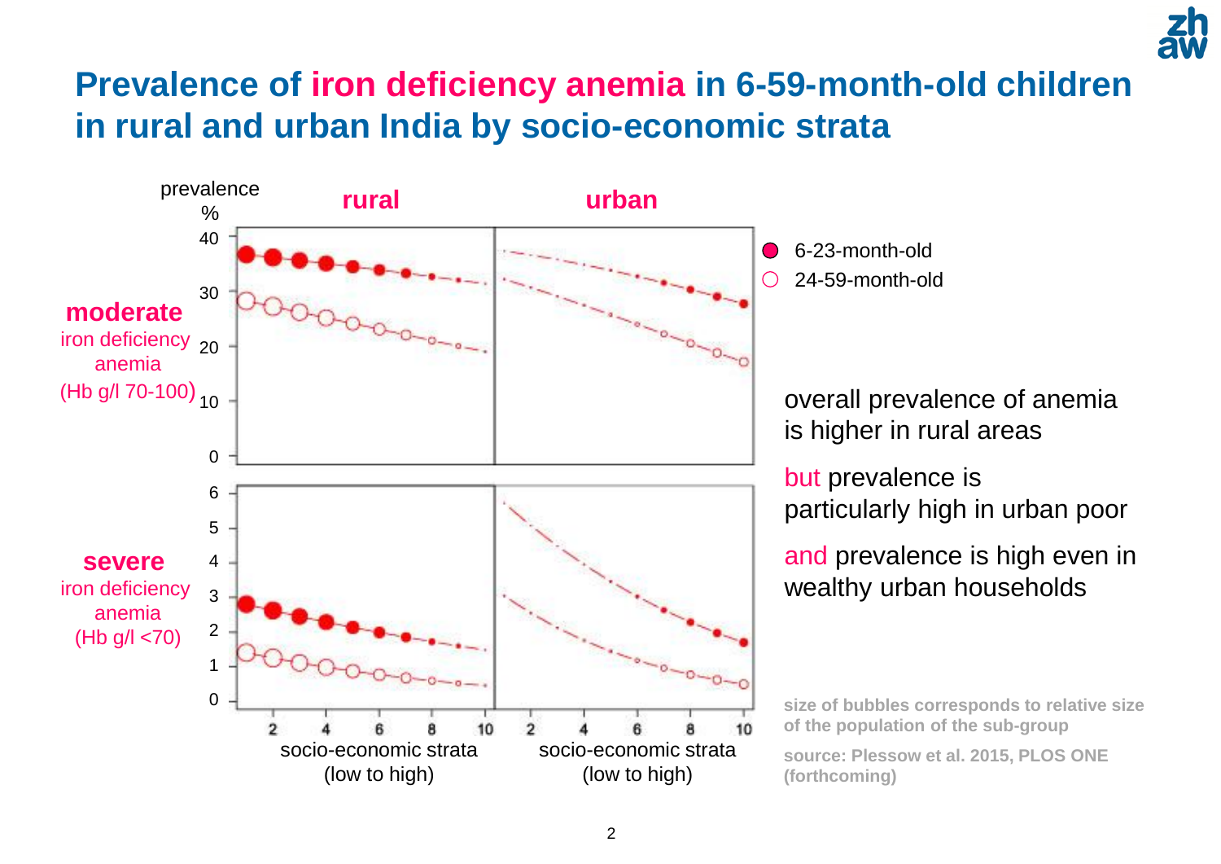# Prevalence of iron deficiency anemia in 6-59-month-old children in rural and urban India by socio-economic strata

overall prevalence of anemia is higher in rural areas

but prevalence is particularly high in urban poor

and prevalence is high even in wealthy urban households

size of bubbles corresponds to relative size of the population of the sub-group

source: Plessow et al. 2015, PLOS ONE (forthcoming)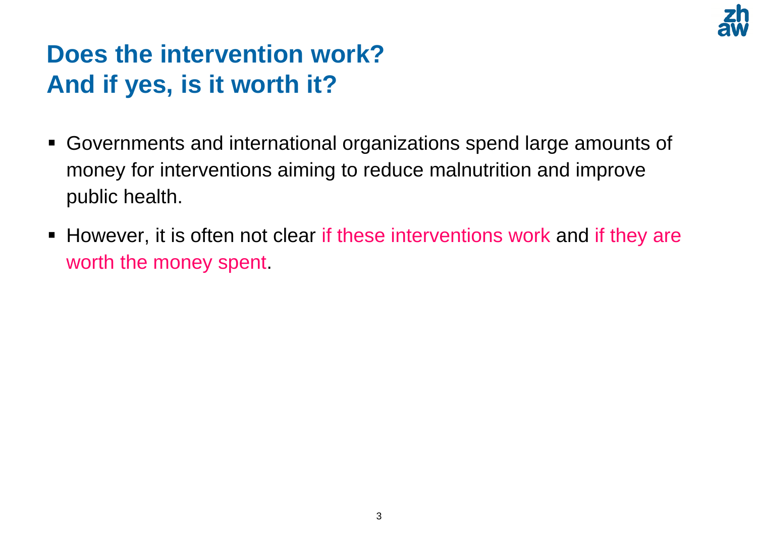# Does the intervention work?
# And if yes, is it worth it?

- Governments and international organizations spend large amounts of money for interventions aiming to reduce malnutrition and improve public health.
- However, it is often not clear if these interventions work and if they are worth the money spent.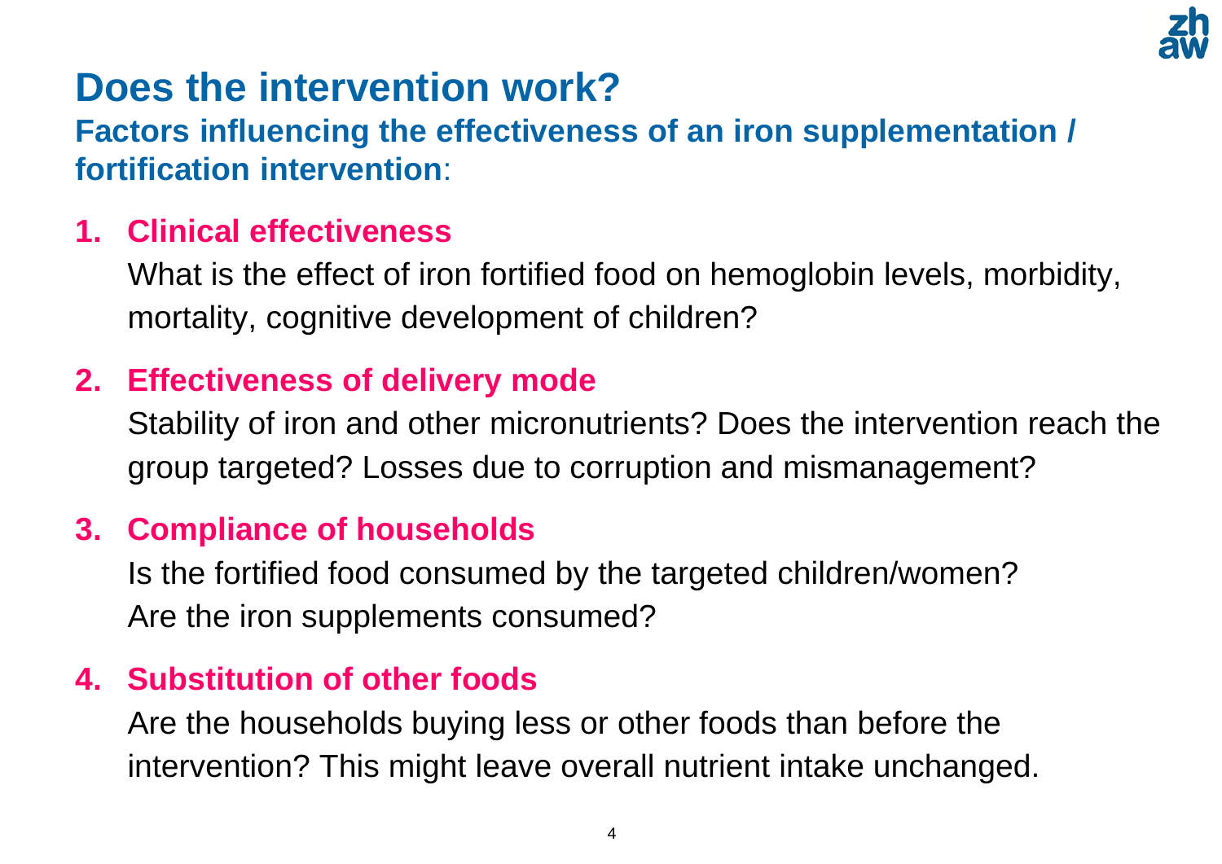# Does the intervention work?

## Factors influencing the effectiveness of an iron supplementation / fortification intervention:

1. **Clinical effectiveness**

   What is the effect of iron fortified food on hemoglobin levels, morbidity, mortality, cognitive development of children?

2. **Effectiveness of delivery mode**

   Stability of iron and other micronutrients? Does the intervention reach the group targeted? Losses due to corruption and mismanagement?

3. **Compliance of households**

   Is the fortified food consumed by the targeted children/women?
   Are the iron supplements consumed?

4. **Substitution of other foods**

   Are the households buying less or other foods than before the intervention? This might leave overall nutrient intake unchanged.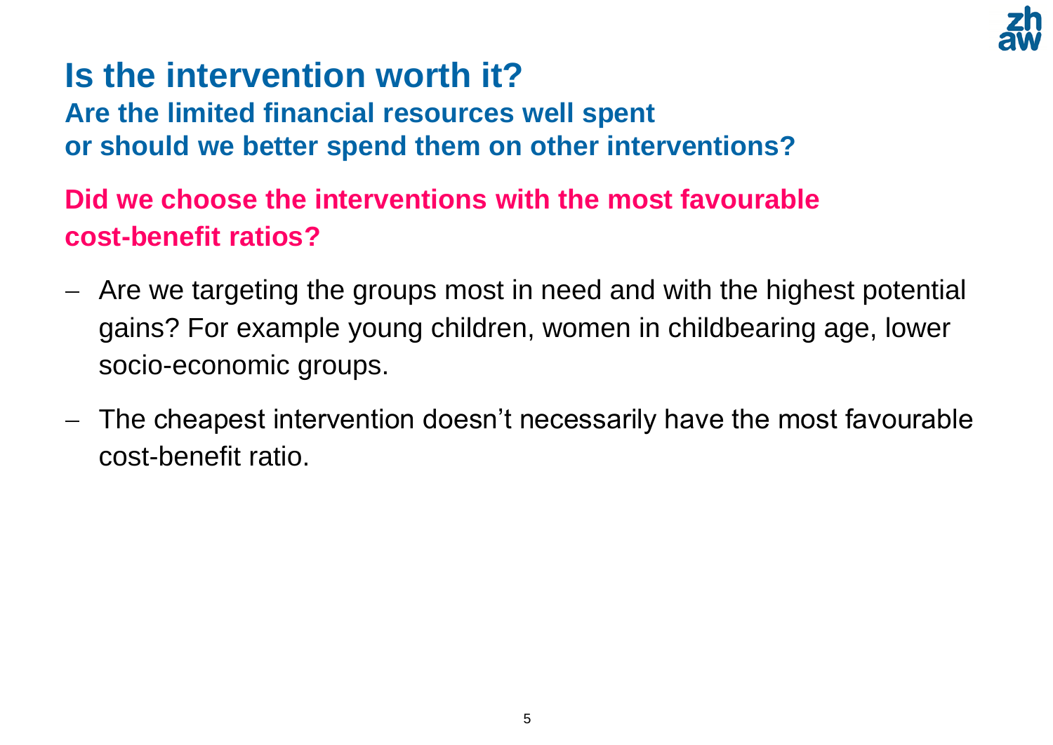# Is the intervention worth it?

**Are the limited financial resources well spent or should we better spend them on other interventions?**

## Did we choose the interventions with the most favourable cost-benefit ratios?

- Are we targeting the groups most in need and with the highest potential gains? For example young children, women in childbearing age, lower socio-economic groups.
- The cheapest intervention doesn’t necessarily have the most favourable cost-benefit ratio.